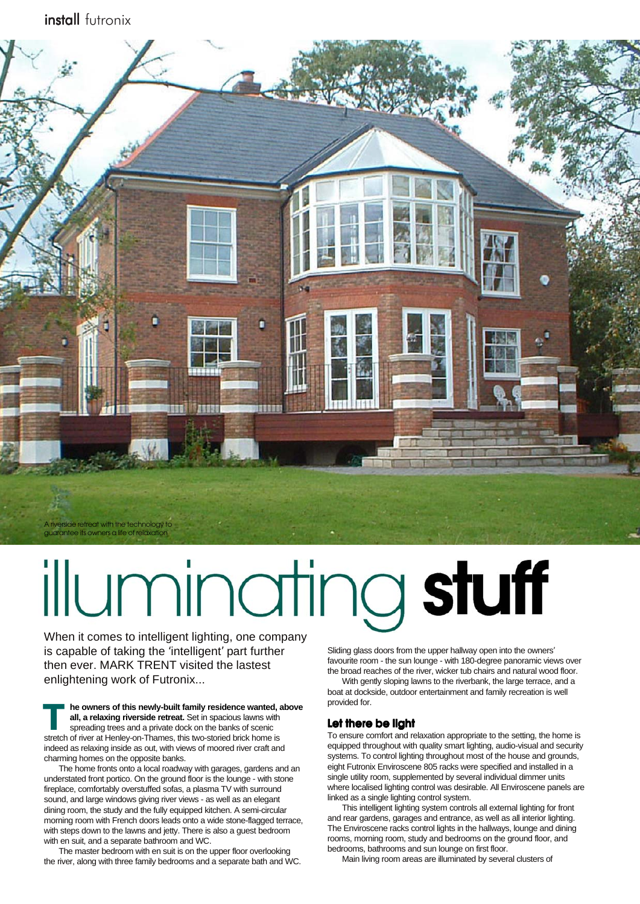A riverside retreat with the technology to guarantee its owners a life of relaxation

# illuminating **stuff**

When it comes to intelligent lighting, one company is capable of taking the 'intelligent' part further then ever. MARK TRENT visited the lastest enlightening work of Futronix...

**The owners of this newly-built family residence wanted, above all, a relaxing riverside retreat.** Set in spacious lawns with spreading trees and a private dock on the banks of scenic stretch of river at Henley-on-Thames, this two-storied brick home is indeed as relaxing inside as out, with views of moored river craft and charming homes on the opposite banks.

The home fronts onto a local roadway with garages, gardens and an understated front portico. On the ground floor is the lounge - with stone fireplace, comfortably overstuffed sofas, a plasma TV with surround sound, and large windows giving river views - as well as an elegant dining room, the study and the fully equipped kitchen. A semi-circular morning room with French doors leads onto a wide stone-flagged terrace, with steps down to the lawns and jetty. There is also a guest bedroom with en suit, and a separate bathroom and WC.

The master bedroom with en suit is on the upper floor overlooking the river, along with three family bedrooms and a separate bath and WC.

Sliding glass doors from the upper hallway open into the owners' favourite room - the sun lounge - with 180-degree panoramic views over the broad reaches of the river, wicker tub chairs and natural wood floor.

With gently sloping lawns to the riverbank, the large terrace, and a boat at dockside, outdoor entertainment and family recreation is well provided for.

## Let there be light

To ensure comfort and relaxation appropriate to the setting, the home is equipped throughout with quality smart lighting, audio-visual and security systems. To control lighting throughout most of the house and grounds, eight Futronix Enviroscene 805 racks were specified and installed in a single utility room, supplemented by several individual dimmer units where localised lighting control was desirable. All Enviroscene panels are linked as a single lighting control system.

This intelligent lighting system controls all external lighting for front and rear gardens, garages and entrance, as well as all interior lighting. The Enviroscene racks control lights in the hallways, lounge and dining rooms, morning room, study and bedrooms on the ground floor, and bedrooms, bathrooms and sun lounge on first floor.

Main living room areas are illuminated by several clusters of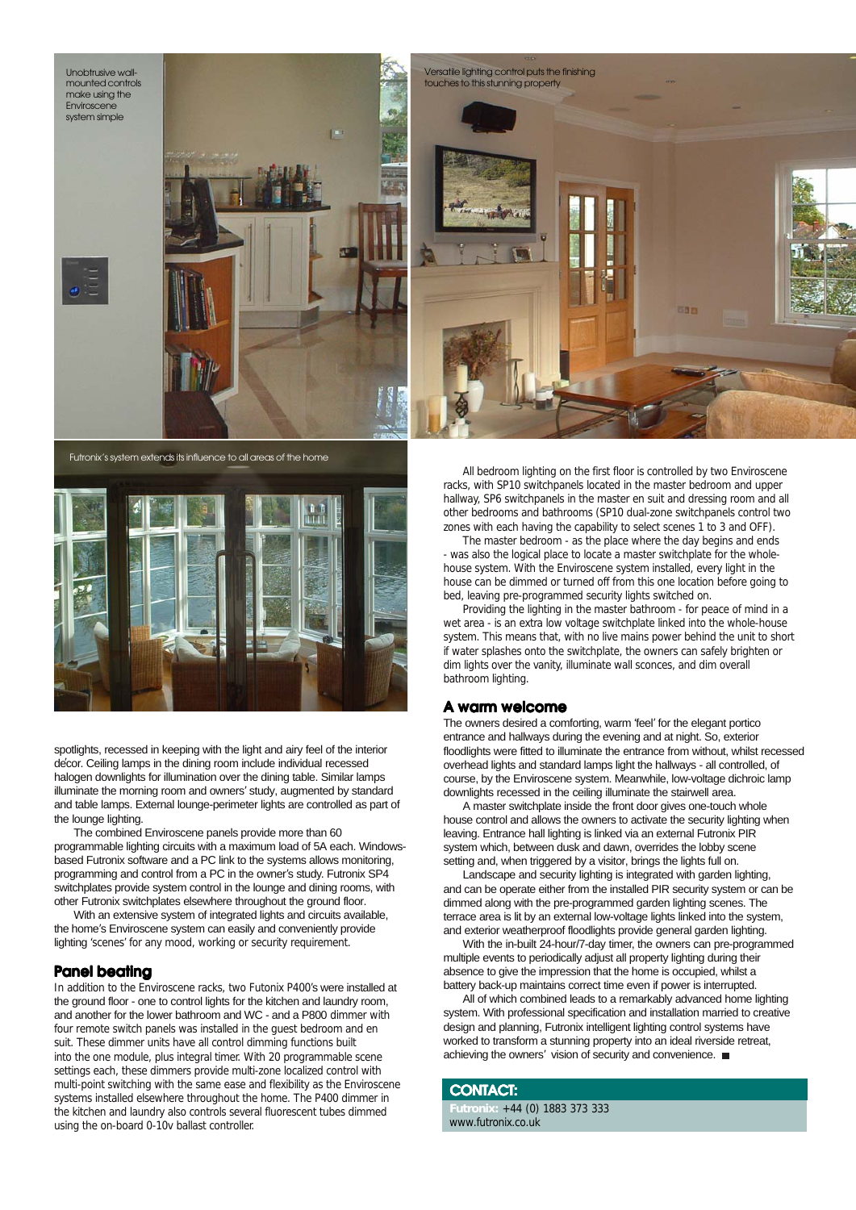Unobtrusive wall-mounted controls make using the Enviroscene system simple

Versatile lighting control puts the finishing touches to this stunning property

Futronix's system extends its influence to all areas of the home

spotlights, recessed in keeping with the light and airy feel of the interior décor. Ceiling lamps in the dining room include individual recessed halogen downlights for illumination over the dining table. Similar lamps illuminate the morning room and owners' study, augmented by standard and table lamps. External lounge-perimeter lights are controlled as part of the lounge lighting.

The combined Enviroscene panels provide more than 60 programmable lighting circuits with a maximum load of 5A each. Windows-based Futronix software and a PC link to the systems allows monitoring, programming and control from a PC in the owner's study. Futronix SP4 switchplates provide system control in the lounge and dining rooms, with other Futronix switchplates elsewhere throughout the ground floor.

With an extensive system of integrated lights and circuits available, the home's Enviroscene system can easily and conveniently provide lighting 'scenes' for any mood, working or security requirement.

## Panel beating

In addition to the Enviroscene racks, two Futonix P400's were installed at the ground floor - one to control lights for the kitchen and laundry room, and another for the lower bathroom and WC - and a P800 dimmer with four remote switch panels was installed in the guest bedroom and en suit. These dimmer units have all control dimming functions built into the one module, plus integral timer. With 20 programmable scene settings each, these dimmers provide multi-zone localized control with multi-point switching with the same ease and flexibility as the Enviroscene systems installed elsewhere throughout the home. The P400 dimmer in the kitchen and laundry also controls several fluorescent tubes dimmed using the on-board 0-10v ballast controller.

All bedroom lighting on the first floor is controlled by two Enviroscene racks, with SP10 switchpanels located in the master bedroom and upper hallway, SP6 switchpanels in the master en suit and dressing room and all other bedrooms and bathrooms (SP10 dual-zone switchpanels control two zones with each having the capability to select scenes 1 to 3 and OFF).

The master bedroom - as the place where the day begins and ends - was also the logical place to locate a master switchplate for the whole-house system. With the Enviroscene system installed, every light in the house can be dimmed or turned off from this one location before going to bed, leaving pre-programmed security lights switched on.

Providing the lighting in the master bathroom - for peace of mind in a wet area - is an extra low voltage switchplate linked into the whole-house system. This means that, with no live mains power behind the unit to short if water splashes onto the switchplate, the owners can safely brighten or dim lights over the vanity, illuminate wall sconces, and dim overall bathroom lighting.

## A warm welcome

The owners desired a comforting, warm 'feel' for the elegant portico entrance and hallways during the evening and at night. So, exterior floodlights were fitted to illuminate the entrance from without, whilst recessed overhead lights and standard lamps light the hallways - all controlled, of course, by the Enviroscene system. Meanwhile, low-voltage dichroic lamp downlights recessed in the ceiling illuminate the stairwell area.

A master switchplate inside the front door gives one-touch whole house control and allows the owners to activate the security lighting when leaving. Entrance hall lighting is linked via an external Futronix PIR system which, between dusk and dawn, overrides the lobby scene setting and, when triggered by a visitor, brings the lights full on.

Landscape and security lighting is integrated with garden lighting, and can be operate either from the installed PIR security system or can be dimmed along with the pre-programmed garden lighting scenes. The terrace area is lit by an external low-voltage lights linked into the system, and exterior weatherproof floodlights provide general garden lighting.

With the in-built 24-hour/7-day timer, the owners can pre-programmed multiple events to periodically adjust all property lighting during their absence to give the impression that the home is occupied, whilst a battery back-up maintains correct time even if power is interrupted.

All of which combined leads to a remarkably advanced home lighting system. With professional specification and installation married to creative design and planning, Futronix intelligent lighting control systems have worked to transform a stunning property into an ideal riverside retreat, achieving the owners' vision of security and convenience. ■

## CONTACT:

**Futronix:** +44 (0) 1883 373 333
www.futronix.co.uk